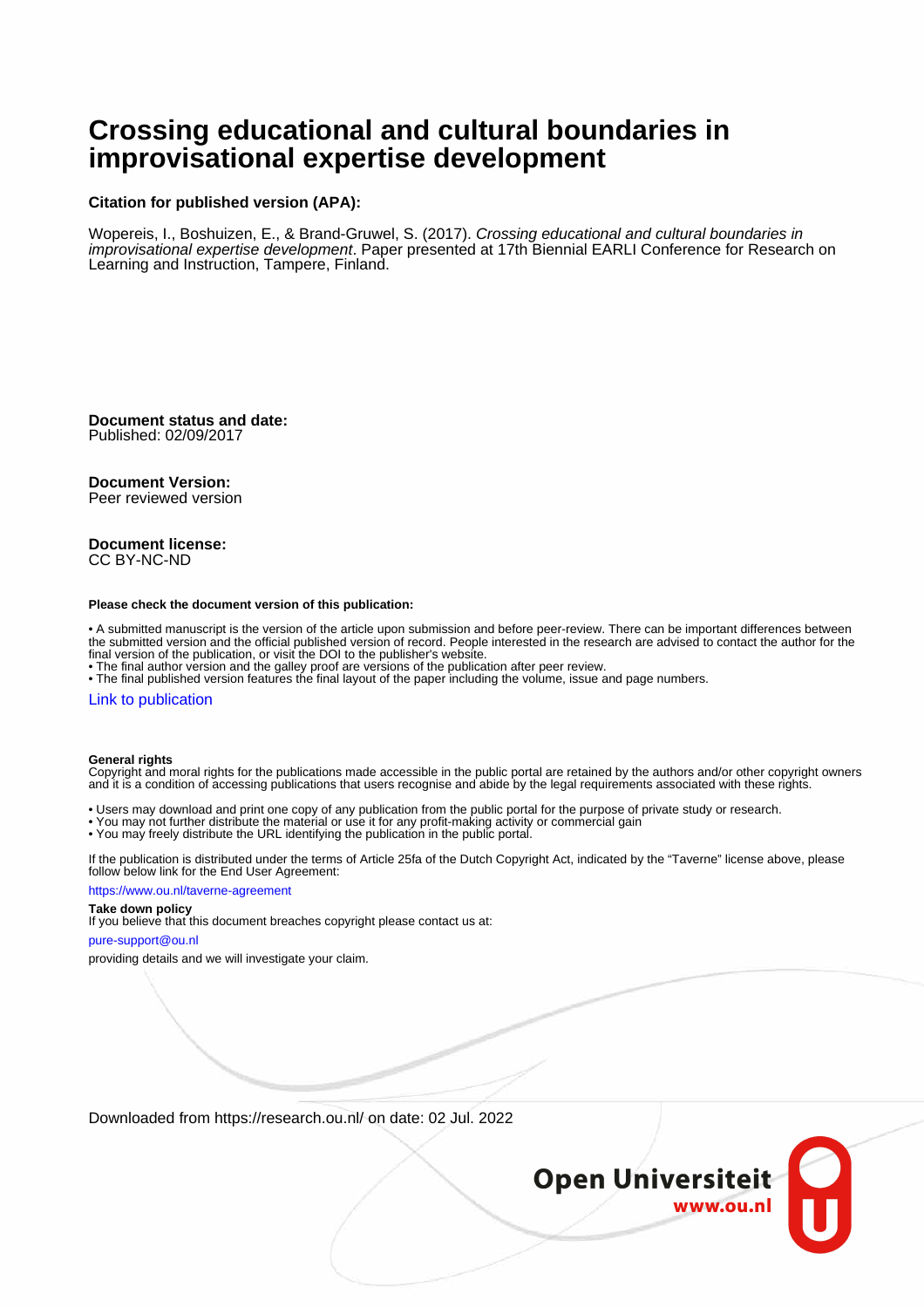# Crossing educational and cultural boundaries in improvisational expertise development

**Citation for published version (APA):**

Wopereis, I., Boshuizen, E., & Brand-Gruwel, S. (2017). *Crossing educational and cultural boundaries in improvisational expertise development*. Paper presented at 17th Biennial EARLI Conference for Research on Learning and Instruction, Tampere, Finland.

**Document status and date:**
Published: 02/09/2017

**Document Version:**
Peer reviewed version

**Document license:**
CC BY-NC-ND

**Please check the document version of this publication:**

- A submitted manuscript is the version of the article upon submission and before peer-review. There can be important differences between the submitted version and the official published version of record. People interested in the research are advised to contact the author for the final version of the publication, or visit the DOI to the publisher's website.
- The final author version and the galley proof are versions of the publication after peer review.
- The final published version features the final layout of the paper including the volume, issue and page numbers.

Link to publication

**General rights**
Copyright and moral rights for the publications made accessible in the public portal are retained by the authors and/or other copyright owners and it is a condition of accessing publications that users recognise and abide by the legal requirements associated with these rights.

- Users may download and print one copy of any publication from the public portal for the purpose of private study or research.
- You may not further distribute the material or use it for any profit-making activity or commercial gain
- You may freely distribute the URL identifying the publication in the public portal.

If the publication is distributed under the terms of Article 25fa of the Dutch Copyright Act, indicated by the "Taverne" license above, please follow below link for the End User Agreement:

https://www.ou.nl/taverne-agreement

**Take down policy**
If you believe that this document breaches copyright please contact us at:

pure-support@ou.nl

providing details and we will investigate your claim.

Downloaded from https://research.ou.nl/ on date: 02 Jul. 2022

Open Universiteit
www.ou.nl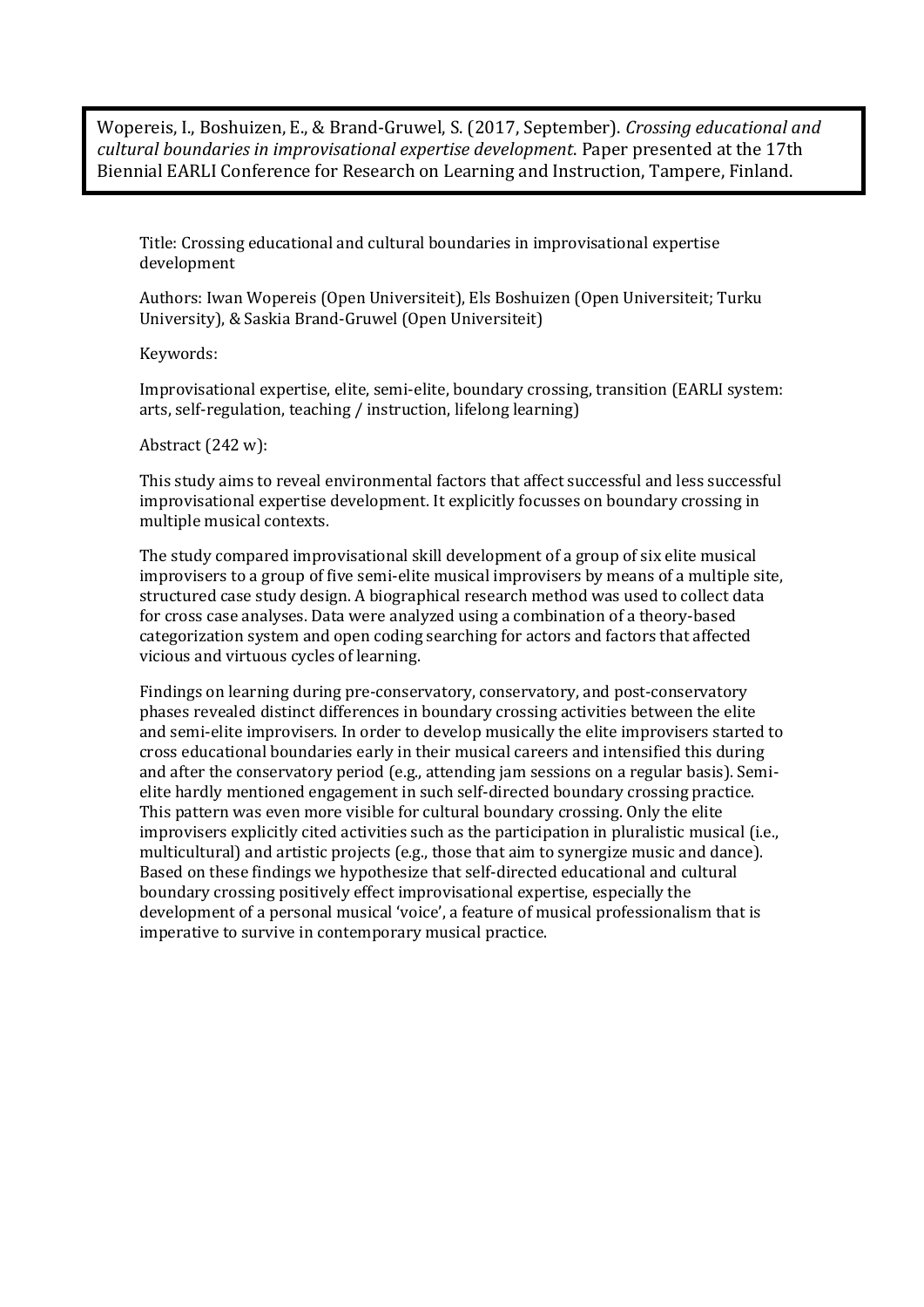Wopereis, I., Boshuizen, E., & Brand-Gruwel, S. (2017, September). *Crossing educational and cultural boundaries in improvisational expertise development*. Paper presented at the 17th Biennial EARLI Conference for Research on Learning and Instruction, Tampere, Finland.

Title: Crossing educational and cultural boundaries in improvisational expertise development

Authors: Iwan Wopereis (Open Universiteit), Els Boshuizen (Open Universiteit; Turku University), & Saskia Brand-Gruwel (Open Universiteit)

Keywords:

Improvisational expertise, elite, semi-elite, boundary crossing, transition (EARLI system: arts, self-regulation, teaching / instruction, lifelong learning)

Abstract (242 w):

This study aims to reveal environmental factors that affect successful and less successful improvisational expertise development. It explicitly focusses on boundary crossing in multiple musical contexts.

The study compared improvisational skill development of a group of six elite musical improvisers to a group of five semi-elite musical improvisers by means of a multiple site, structured case study design. A biographical research method was used to collect data for cross case analyses. Data were analyzed using a combination of a theory-based categorization system and open coding searching for actors and factors that affected vicious and virtuous cycles of learning.

Findings on learning during pre-conservatory, conservatory, and post-conservatory phases revealed distinct differences in boundary crossing activities between the elite and semi-elite improvisers. In order to develop musically the elite improvisers started to cross educational boundaries early in their musical careers and intensified this during and after the conservatory period (e.g., attending jam sessions on a regular basis). Semi-elite hardly mentioned engagement in such self-directed boundary crossing practice. This pattern was even more visible for cultural boundary crossing. Only the elite improvisers explicitly cited activities such as the participation in pluralistic musical (i.e., multicultural) and artistic projects (e.g., those that aim to synergize music and dance). Based on these findings we hypothesize that self-directed educational and cultural boundary crossing positively effect improvisational expertise, especially the development of a personal musical 'voice', a feature of musical professionalism that is imperative to survive in contemporary musical practice.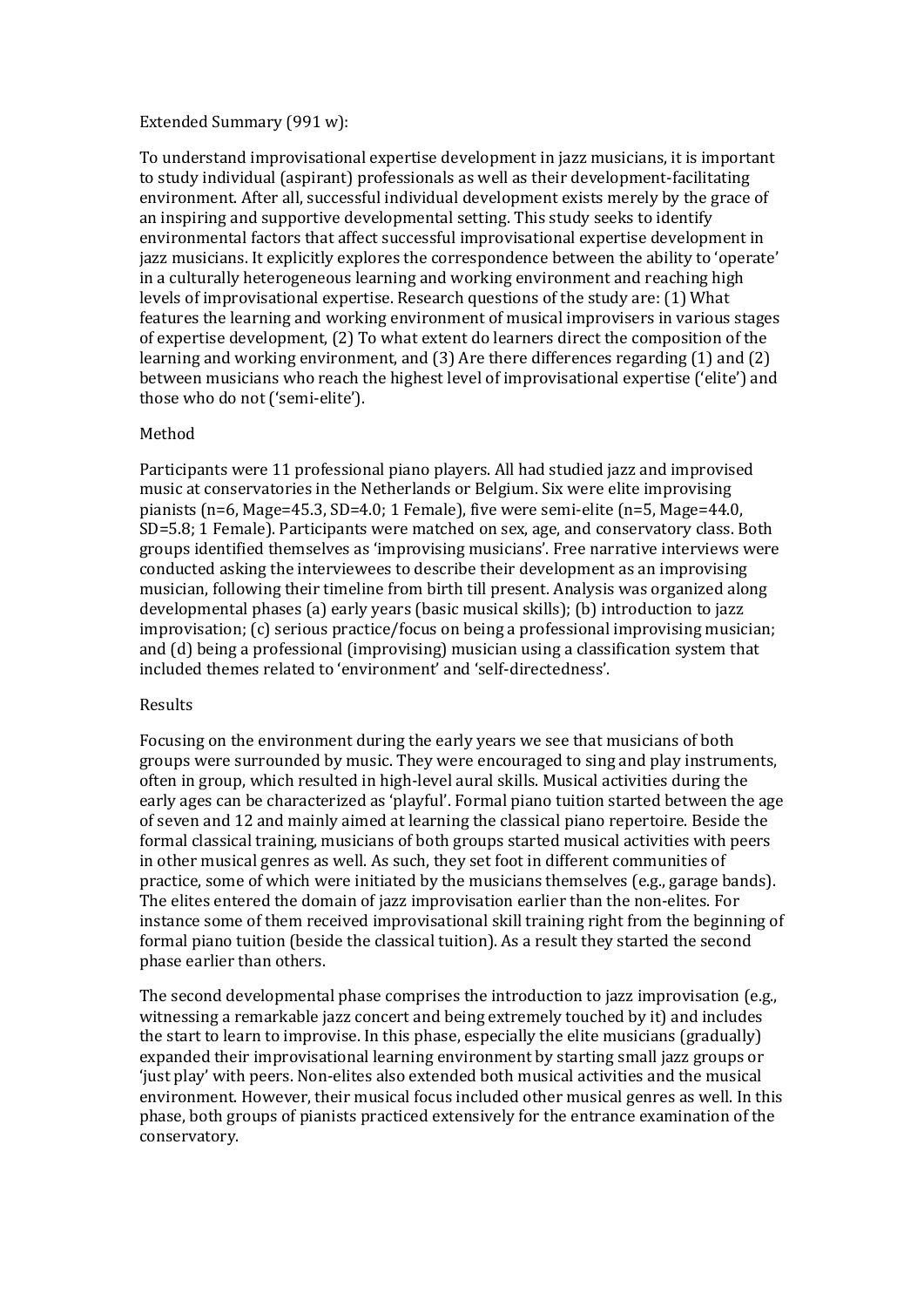Extended Summary (991 w):

To understand improvisational expertise development in jazz musicians, it is important to study individual (aspirant) professionals as well as their development-facilitating environment. After all, successful individual development exists merely by the grace of an inspiring and supportive developmental setting. This study seeks to identify environmental factors that affect successful improvisational expertise development in jazz musicians. It explicitly explores the correspondence between the ability to 'operate' in a culturally heterogeneous learning and working environment and reaching high levels of improvisational expertise. Research questions of the study are: (1) What features the learning and working environment of musical improvisers in various stages of expertise development, (2) To what extent do learners direct the composition of the learning and working environment, and (3) Are there differences regarding (1) and (2) between musicians who reach the highest level of improvisational expertise ('elite') and those who do not ('semi-elite').

## Method

Participants were 11 professional piano players. All had studied jazz and improvised music at conservatories in the Netherlands or Belgium. Six were elite improvising pianists ($n$=6, $M_{age}$=45.3, $SD$=4.0; 1 Female), five were semi-elite ($n$=5, $M_{age}$=44.0, $SD$=5.8; 1 Female). Participants were matched on sex, age, and conservatory class. Both groups identified themselves as 'improvising musicians'. Free narrative interviews were conducted asking the interviewees to describe their development as an improvising musician, following their timeline from birth till present. Analysis was organized along developmental phases (a) early years (basic musical skills); (b) introduction to jazz improvisation; (c) serious practice/focus on being a professional improvising musician; and (d) being a professional (improvising) musician using a classification system that included themes related to 'environment' and 'self-directedness'.

## Results

Focusing on the environment during the early years we see that musicians of both groups were surrounded by music. They were encouraged to sing and play instruments, often in group, which resulted in high-level aural skills. Musical activities during the early ages can be characterized as 'playful'. Formal piano tuition started between the age of seven and 12 and mainly aimed at learning the classical piano repertoire. Beside the formal classical training, musicians of both groups started musical activities with peers in other musical genres as well. As such, they set foot in different communities of practice, some of which were initiated by the musicians themselves (e.g., garage bands). The elites entered the domain of jazz improvisation earlier than the non-elites. For instance some of them received improvisational skill training right from the beginning of formal piano tuition (beside the classical tuition). As a result they started the second phase earlier than others.

The second developmental phase comprises the introduction to jazz improvisation (e.g., witnessing a remarkable jazz concert and being extremely touched by it) and includes the start to learn to improvise. In this phase, especially the elite musicians (gradually) expanded their improvisational learning environment by starting small jazz groups or 'just play' with peers. Non-elites also extended both musical activities and the musical environment. However, their musical focus included other musical genres as well. In this phase, both groups of pianists practiced extensively for the entrance examination of the conservatory.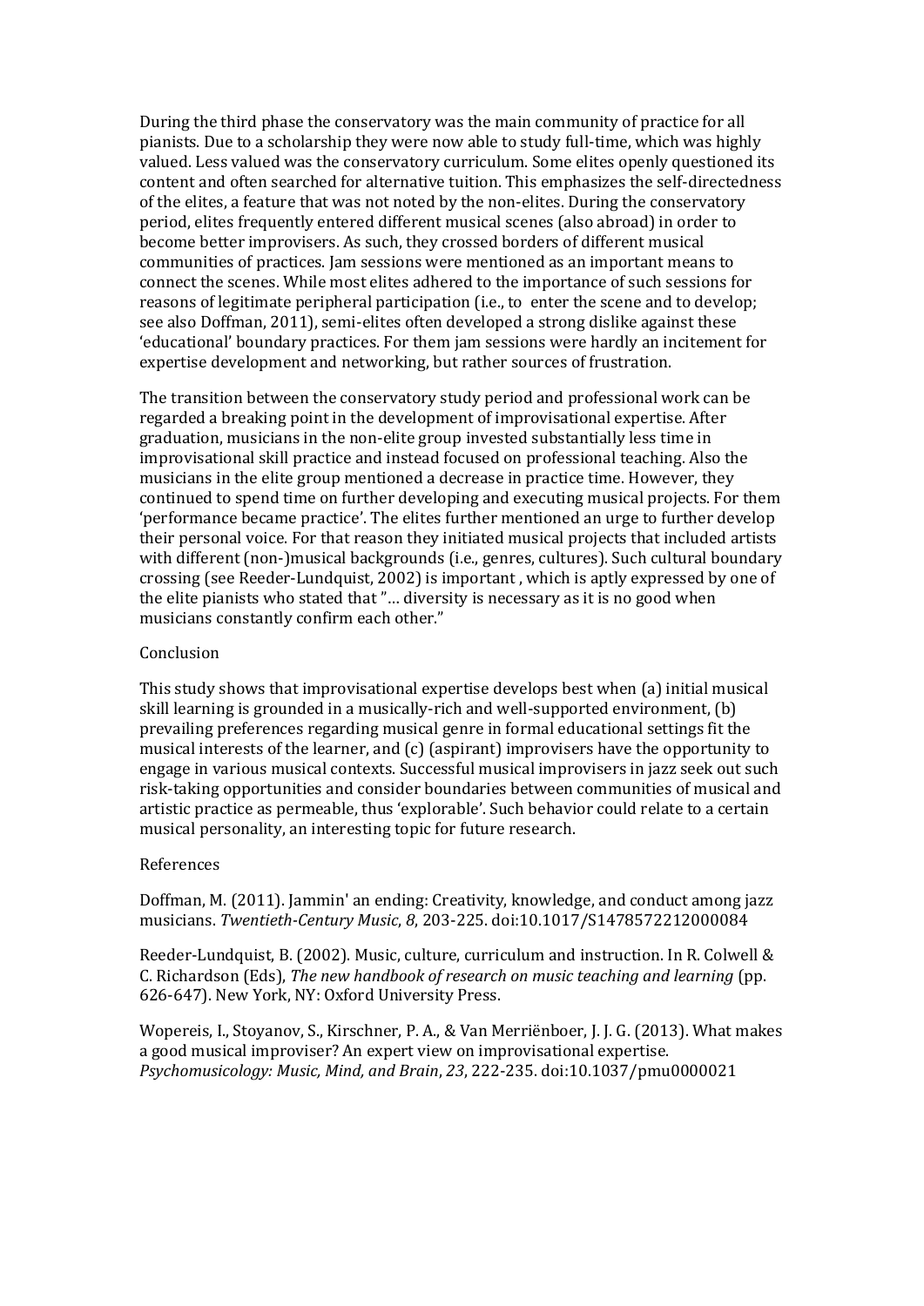During the third phase the conservatory was the main community of practice for all pianists. Due to a scholarship they were now able to study full-time, which was highly valued. Less valued was the conservatory curriculum. Some elites openly questioned its content and often searched for alternative tuition. This emphasizes the self-directedness of the elites, a feature that was not noted by the non-elites. During the conservatory period, elites frequently entered different musical scenes (also abroad) in order to become better improvisers. As such, they crossed borders of different musical communities of practices. Jam sessions were mentioned as an important means to connect the scenes. While most elites adhered to the importance of such sessions for reasons of legitimate peripheral participation (i.e., to enter the scene and to develop; see also Doffman, 2011), semi-elites often developed a strong dislike against these 'educational' boundary practices. For them jam sessions were hardly an incitement for expertise development and networking, but rather sources of frustration.

The transition between the conservatory study period and professional work can be regarded a breaking point in the development of improvisational expertise. After graduation, musicians in the non-elite group invested substantially less time in improvisational skill practice and instead focused on professional teaching. Also the musicians in the elite group mentioned a decrease in practice time. However, they continued to spend time on further developing and executing musical projects. For them 'performance became practice'. The elites further mentioned an urge to further develop their personal voice. For that reason they initiated musical projects that included artists with different (non-)musical backgrounds (i.e., genres, cultures). Such cultural boundary crossing (see Reeder-Lundquist, 2002) is important , which is aptly expressed by one of the elite pianists who stated that "… diversity is necessary as it is no good when musicians constantly confirm each other."

## Conclusion

This study shows that improvisational expertise develops best when (a) initial musical skill learning is grounded in a musically-rich and well-supported environment, (b) prevailing preferences regarding musical genre in formal educational settings fit the musical interests of the learner, and (c) (aspirant) improvisers have the opportunity to engage in various musical contexts. Successful musical improvisers in jazz seek out such risk-taking opportunities and consider boundaries between communities of musical and artistic practice as permeable, thus 'explorable'. Such behavior could relate to a certain musical personality, an interesting topic for future research.

## References

Doffman, M. (2011). Jammin' an ending: Creativity, knowledge, and conduct among jazz musicians. *Twentieth-Century Music*, *8*, 203-225. doi:10.1017/S1478572212000084

Reeder-Lundquist, B. (2002). Music, culture, curriculum and instruction. In R. Colwell & C. Richardson (Eds), *The new handbook of research on music teaching and learning* (pp. 626-647). New York, NY: Oxford University Press.

Wopereis, I., Stoyanov, S., Kirschner, P. A., & Van Merriënboer, J. J. G. (2013). What makes a good musical improviser? An expert view on improvisational expertise. *Psychomusicology: Music, Mind, and Brain*, *23*, 222-235. doi:10.1037/pmu0000021